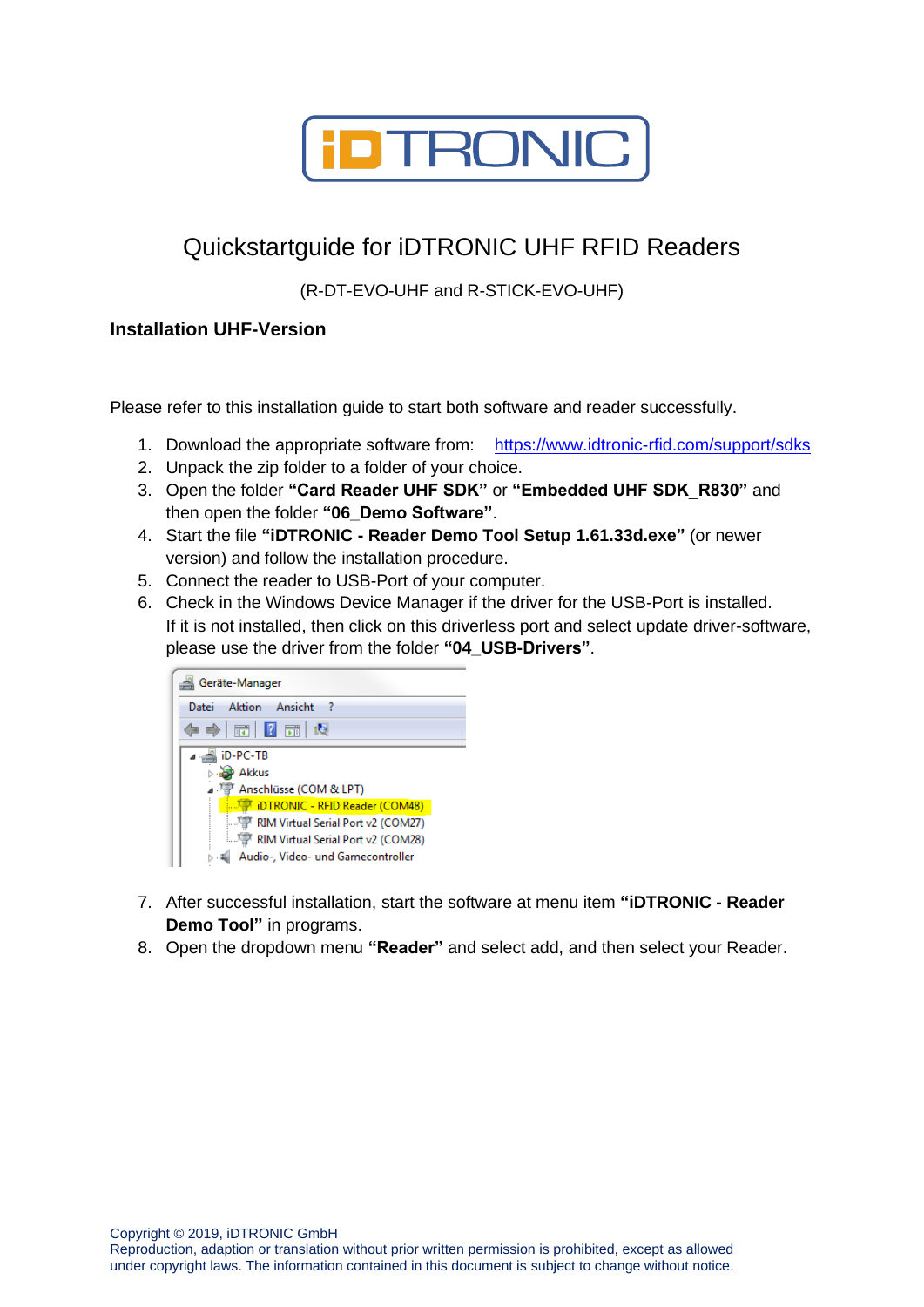# Quickstartguide for iDTRONIC UHF RFID Readers

(R-DT-EVO-UHF and R-STICK-EVO-UHF)

## Installation UHF-Version

Please refer to this installation guide to start both software and reader successfully.

1. Download the appropriate software from: https://www.idtronic-rfid.com/support/sdks
2. Unpack the zip folder to a folder of your choice.
3. Open the folder **"Card Reader UHF SDK"** or **"Embedded UHF SDK_R830"** and then open the folder **"06_Demo Software"**.
4. Start the file **"iDTRONIC - Reader Demo Tool Setup 1.61.33d.exe"** (or newer version) and follow the installation procedure.
5. Connect the reader to USB-Port of your computer.
6. Check in the Windows Device Manager if the driver for the USB-Port is installed. If it is not installed, then click on this driverless port and select update driver-software, please use the driver from the folder **"04_USB-Drivers"**.
7. After successful installation, start the software at menu item **"iDTRONIC - Reader Demo Tool"** in programs.
8. Open the dropdown menu **"Reader"** and select add, and then select your Reader.

Copyright © 2019, iDTRONIC GmbH
Reproduction, adaption or translation without prior written permission is prohibited, except as allowed under copyright laws. The information contained in this document is subject to change without notice.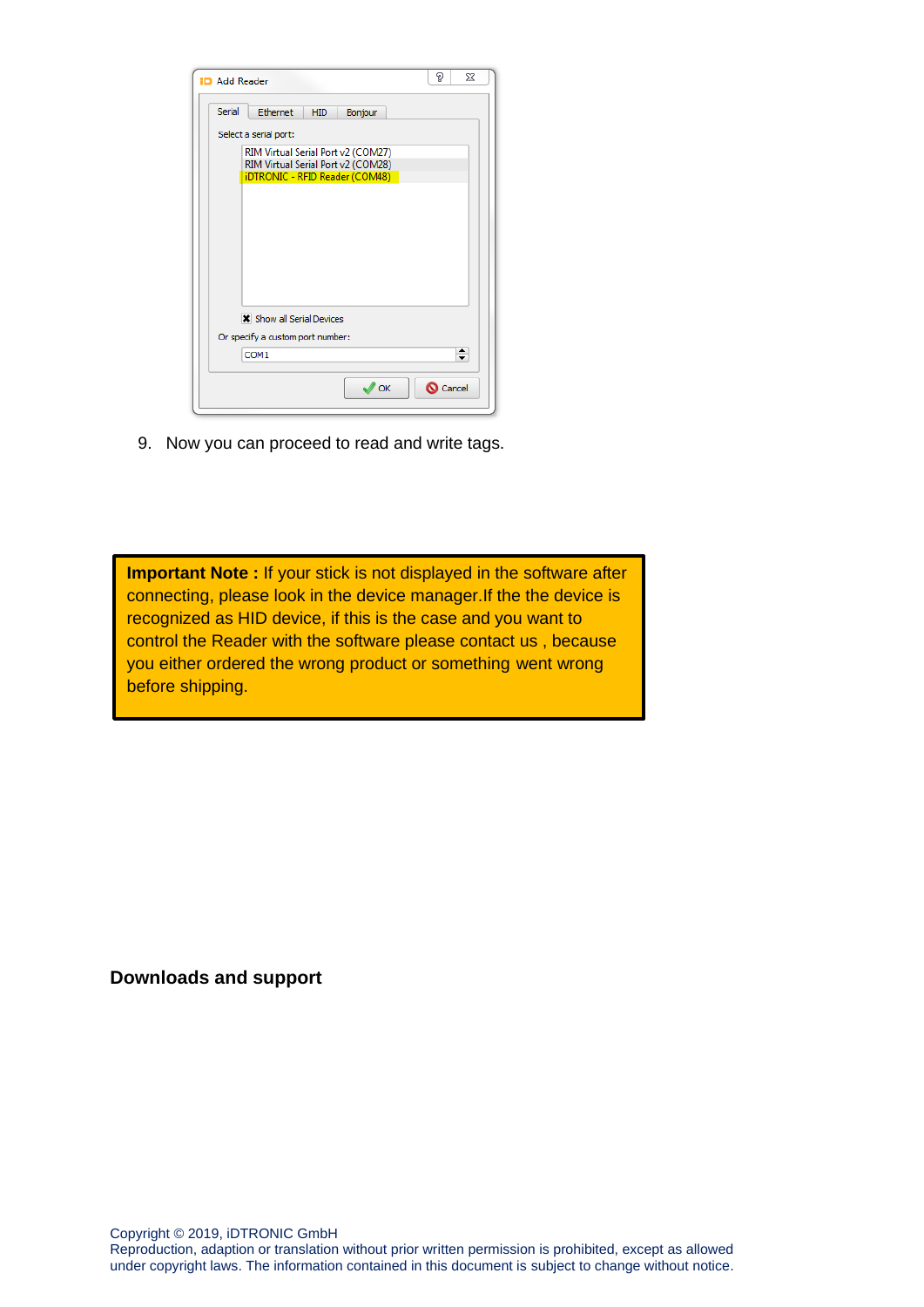9. Now you can proceed to read and write tags.

> **Important Note :** If your stick is not displayed in the software after connecting, please look in the device manager.If the the device is recognized as HID device, if this is the case and you want to control the Reader with the software please contact us , because you either ordered the wrong product or something went wrong before shipping.

**Downloads and support**

Copyright © 2019, iDTRONIC GmbH
Reproduction, adaption or translation without prior written permission is prohibited, except as allowed under copyright laws. The information contained in this document is subject to change without notice.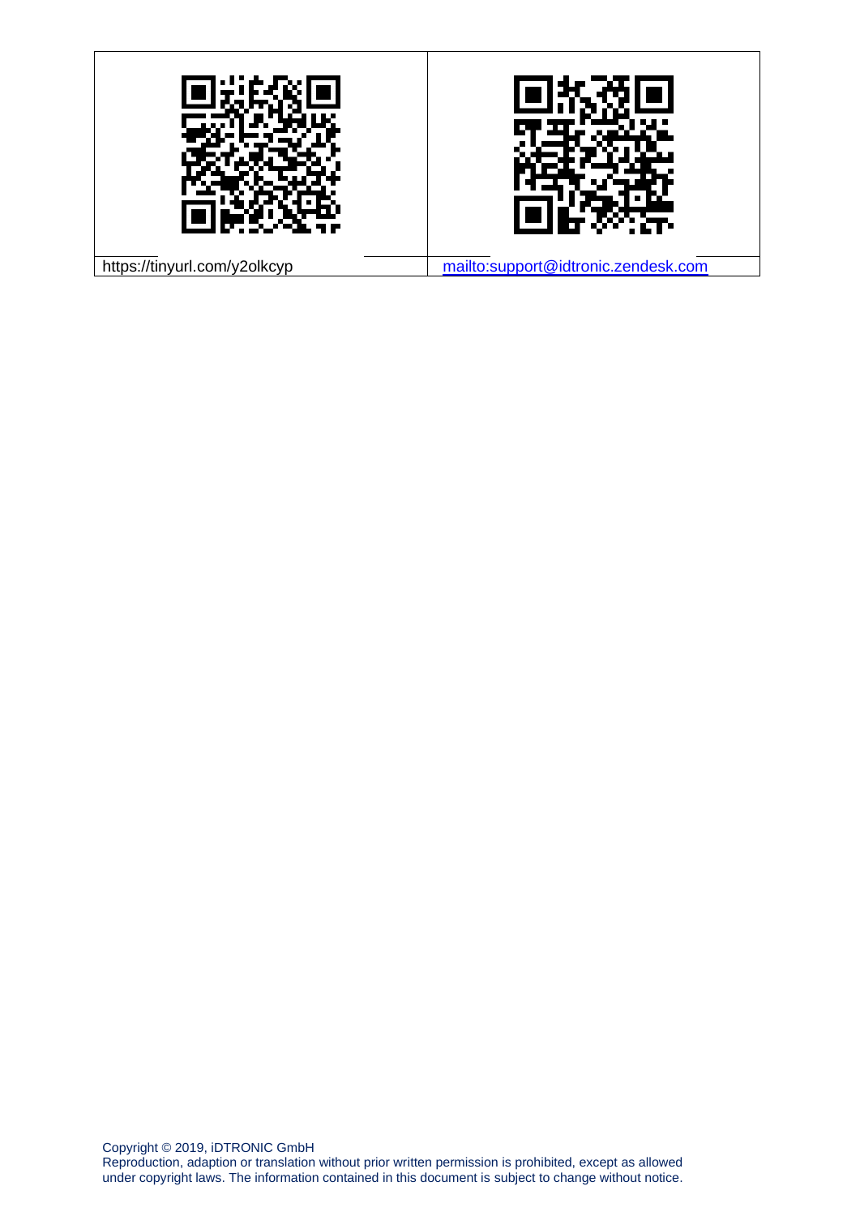| | |
|---|---|
| https://tinyurl.com/y2olkcyp | mailto:support@idtronic.zendesk.com |

Copyright © 2019, iDTRONIC GmbH
Reproduction, adaption or translation without prior written permission is prohibited, except as allowed under copyright laws. The information contained in this document is subject to change without notice.